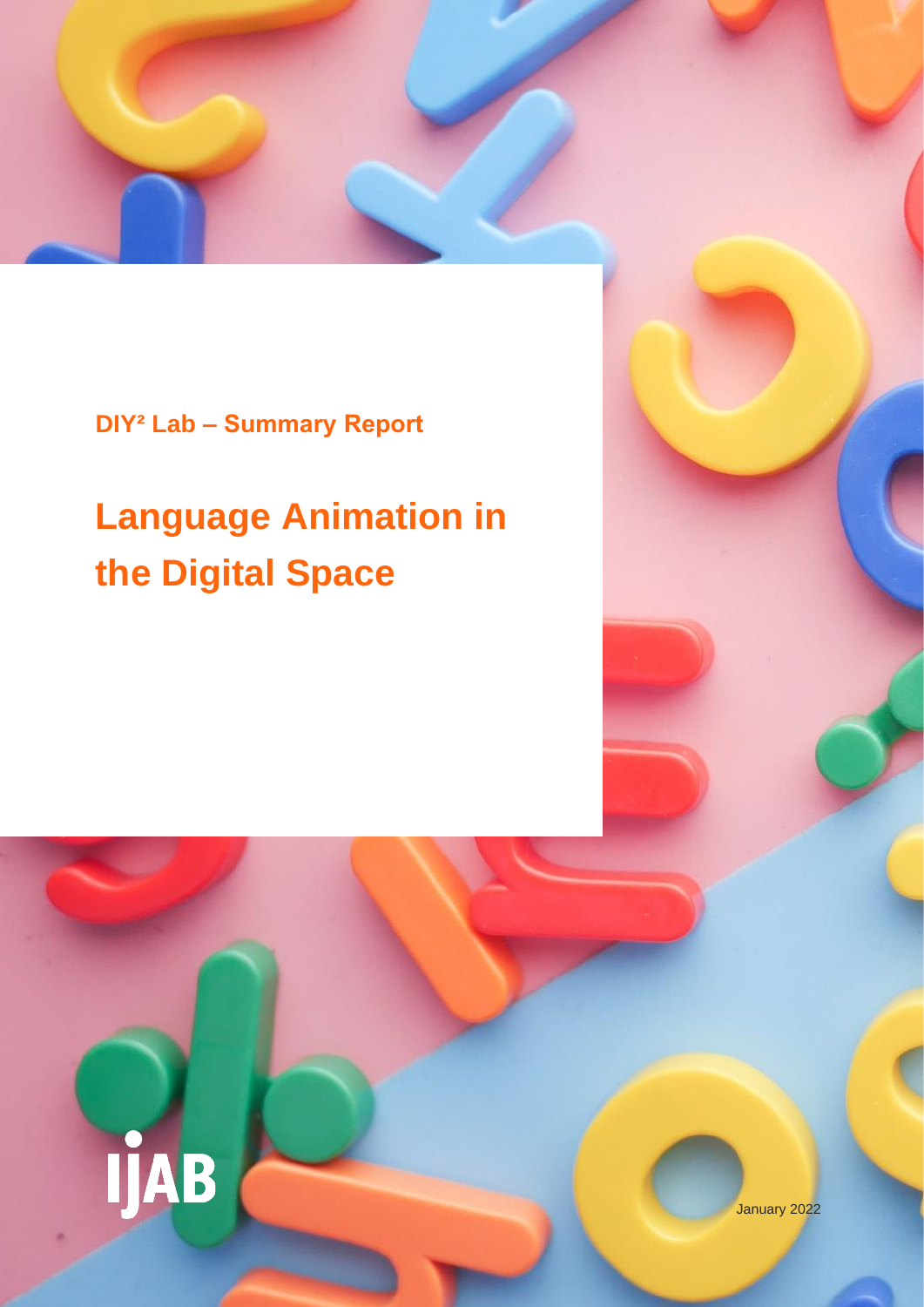DIY² Lab – Summary Report

# Language Animation in the Digital Space

IJAB

January 2022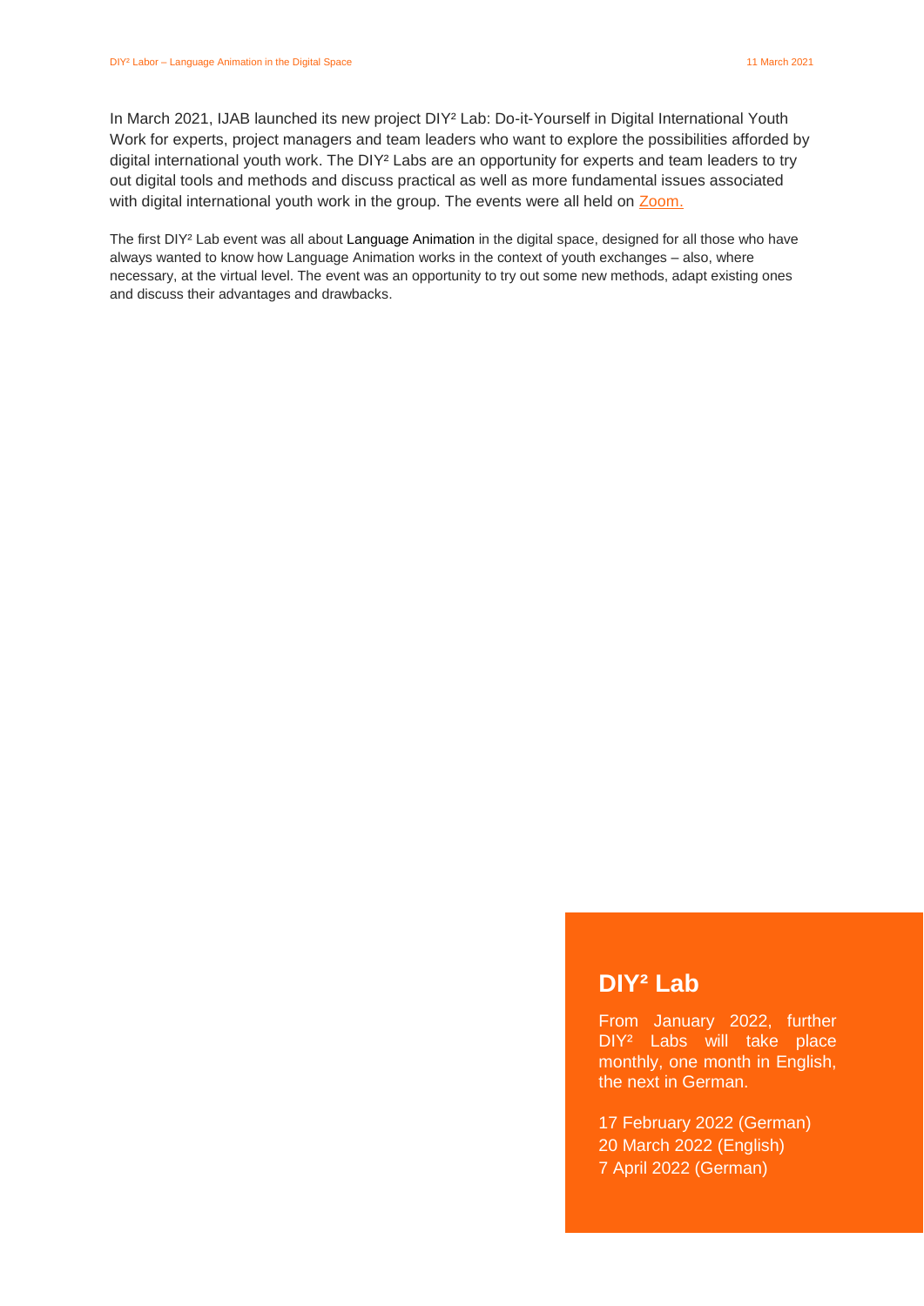In March 2021, IJAB launched its new project DIY² Lab: Do-it-Yourself in Digital International Youth Work for experts, project managers and team leaders who want to explore the possibilities afforded by digital international youth work. The DIY² Labs are an opportunity for experts and team leaders to try out digital tools and methods and discuss practical as well as more fundamental issues associated with digital international youth work in the group. The events were all held on Zoom.

The first DIY² Lab event was all about Language Animation in the digital space, designed for all those who have always wanted to know how Language Animation works in the context of youth exchanges – also, where necessary, at the virtual level. The event was an opportunity to try out some new methods, adapt existing ones and discuss their advantages and drawbacks.

## DIY² Lab

From January 2022, further DIY² Labs will take place monthly, one month in English, the next in German.

17 February 2022 (German)
20 March 2022 (English)
7 April 2022 (German)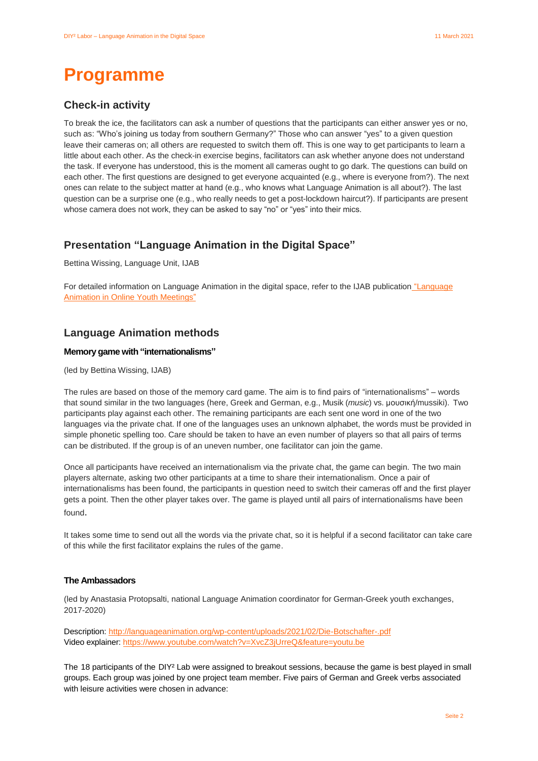# Programme

## Check-in activity

To break the ice, the facilitators can ask a number of questions that the participants can either answer yes or no, such as: "Who's joining us today from southern Germany?" Those who can answer "yes" to a given question leave their cameras on; all others are requested to switch them off. This is one way to get participants to learn a little about each other. As the check-in exercise begins, facilitators can ask whether anyone does not understand the task. If everyone has understood, this is the moment all cameras ought to go dark. The questions can build on each other. The first questions are designed to get everyone acquainted (e.g., where is everyone from?). The next ones can relate to the subject matter at hand (e.g., who knows what Language Animation is all about?). The last question can be a surprise one (e.g., who really needs to get a post-lockdown haircut?). If participants are present whose camera does not work, they can be asked to say "no" or "yes" into their mics.

## Presentation "Language Animation in the Digital Space"

Bettina Wissing, Language Unit, IJAB

For detailed information on Language Animation in the digital space, refer to the IJAB publication "Language Animation in Online Youth Meetings"

## Language Animation methods

### Memory game with "internationalisms"

(led by Bettina Wissing, IJAB)

The rules are based on those of the memory card game. The aim is to find pairs of "internationalisms" – words that sound similar in the two languages (here, Greek and German, e.g., Musik (*music*) vs. μουσική/mussiki). Two participants play against each other. The remaining participants are each sent one word in one of the two languages via the private chat. If one of the languages uses an unknown alphabet, the words must be provided in simple phonetic spelling too. Care should be taken to have an even number of players so that all pairs of terms can be distributed. If the group is of an uneven number, one facilitator can join the game.

Once all participants have received an internationalism via the private chat, the game can begin. The two main players alternate, asking two other participants at a time to share their internationalism. Once a pair of internationalisms has been found, the participants in question need to switch their cameras off and the first player gets a point. Then the other player takes over. The game is played until all pairs of internationalisms have been found.

It takes some time to send out all the words via the private chat, so it is helpful if a second facilitator can take care of this while the first facilitator explains the rules of the game.

### The Ambassadors

(led by Anastasia Protopsalti, national Language Animation coordinator for German-Greek youth exchanges, 2017-2020)

Description: http://languageanimation.org/wp-content/uploads/2021/02/Die-Botschafter-.pdf
Video explainer: https://www.youtube.com/watch?v=XvcZ3jUrreQ&feature=youtu.be

The 18 participants of the DIY² Lab were assigned to breakout sessions, because the game is best played in small groups. Each group was joined by one project team member. Five pairs of German and Greek verbs associated with leisure activities were chosen in advance: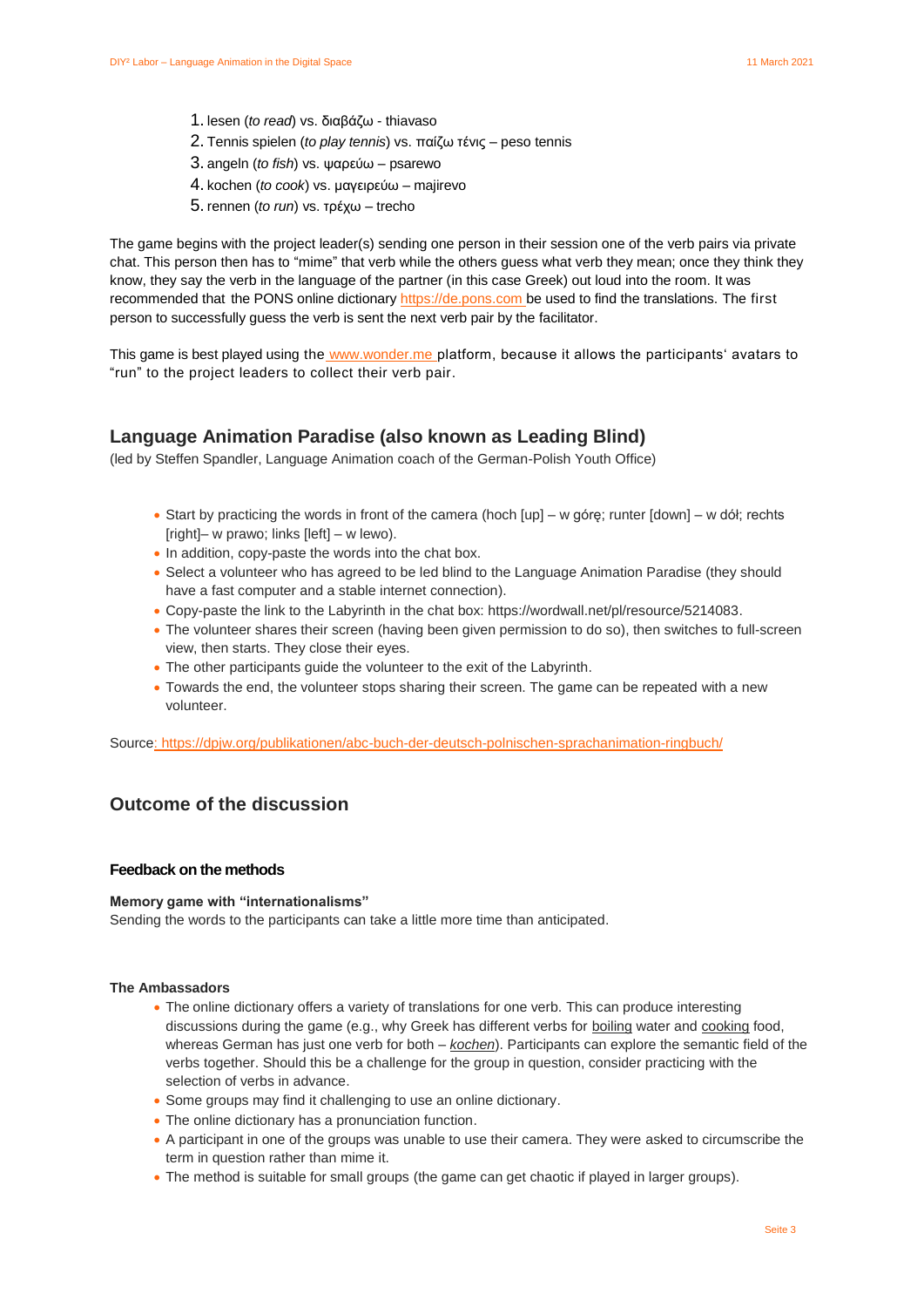1. lesen (*to read*) vs. διαβάζω - thiavaso
2. Tennis spielen (*to play tennis*) vs. παίζω τένις – peso tennis
3. angeln (*to fish*) vs. ψαρεύω – psarewo
4. kochen (*to cook*) vs. μαγειρεύω – majirevo
5. rennen (*to run*) vs. τρέχω – trecho

The game begins with the project leader(s) sending one person in their session one of the verb pairs via private chat. This person then has to "mime" that verb while the others guess what verb they mean; once they think they know, they say the verb in the language of the partner (in this case Greek) out loud into the room. It was recommended that the PONS online dictionary https://de.pons.com be used to find the translations. The first person to successfully guess the verb is sent the next verb pair by the facilitator.

This game is best played using the www.wonder.me platform, because it allows the participants' avatars to "run" to the project leaders to collect their verb pair.

## Language Animation Paradise (also known as Leading Blind)

(led by Steffen Spandler, Language Animation coach of the German-Polish Youth Office)

- Start by practicing the words in front of the camera (hoch [up] – w górę; runter [down] – w dół; rechts [right]– w prawo; links [left] – w lewo).
- In addition, copy-paste the words into the chat box.
- Select a volunteer who has agreed to be led blind to the Language Animation Paradise (they should have a fast computer and a stable internet connection).
- Copy-paste the link to the Labyrinth in the chat box: https://wordwall.net/pl/resource/5214083.
- The volunteer shares their screen (having been given permission to do so), then switches to full-screen view, then starts. They close their eyes.
- The other participants guide the volunteer to the exit of the Labyrinth.
- Towards the end, the volunteer stops sharing their screen. The game can be repeated with a new volunteer.

Source: https://dpjw.org/publikationen/abc-buch-der-deutsch-polnischen-sprachanimation-ringbuch/

## Outcome of the discussion

### Feedback on the methods

**Memory game with "internationalisms"**

Sending the words to the participants can take a little more time than anticipated.

**The Ambassadors**

- The online dictionary offers a variety of translations for one verb. This can produce interesting discussions during the game (e.g., why Greek has different verbs for boiling water and cooking food, whereas German has just one verb for both – *kochen*). Participants can explore the semantic field of the verbs together. Should this be a challenge for the group in question, consider practicing with the selection of verbs in advance.
- Some groups may find it challenging to use an online dictionary.
- The online dictionary has a pronunciation function.
- A participant in one of the groups was unable to use their camera. They were asked to circumscribe the term in question rather than mime it.
- The method is suitable for small groups (the game can get chaotic if played in larger groups).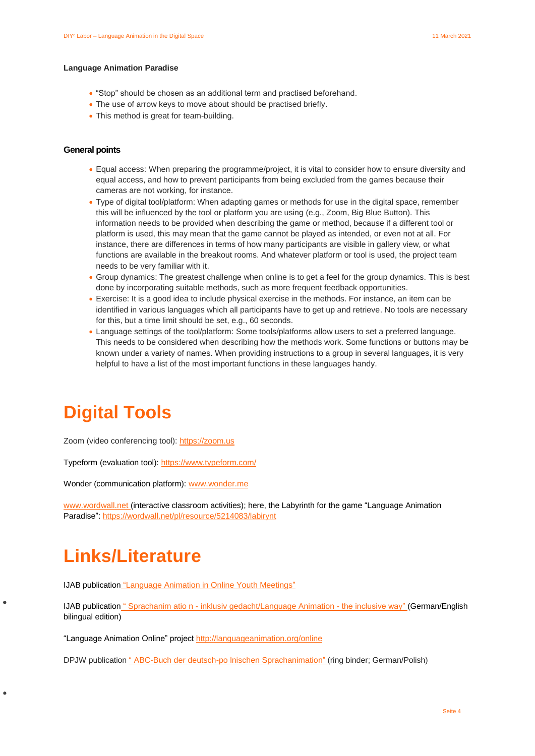**Language Animation Paradise**

- “Stop” should be chosen as an additional term and practised beforehand.
- The use of arrow keys to move about should be practised briefly.
- This method is great for team-building.

**General points**

- Equal access: When preparing the programme/project, it is vital to consider how to ensure diversity and equal access, and how to prevent participants from being excluded from the games because their cameras are not working, for instance.
- Type of digital tool/platform: When adapting games or methods for use in the digital space, remember this will be influenced by the tool or platform you are using (e.g., Zoom, Big Blue Button). This information needs to be provided when describing the game or method, because if a different tool or platform is used, this may mean that the game cannot be played as intended, or even not at all. For instance, there are differences in terms of how many participants are visible in gallery view, or what functions are available in the breakout rooms. And whatever platform or tool is used, the project team needs to be very familiar with it.
- Group dynamics: The greatest challenge when online is to get a feel for the group dynamics. This is best done by incorporating suitable methods, such as more frequent feedback opportunities.
- Exercise: It is a good idea to include physical exercise in the methods. For instance, an item can be identified in various languages which all participants have to get up and retrieve. No tools are necessary for this, but a time limit should be set, e.g., 60 seconds.
- Language settings of the tool/platform: Some tools/platforms allow users to set a preferred language. This needs to be considered when describing how the methods work. Some functions or buttons may be known under a variety of names. When providing instructions to a group in several languages, it is very helpful to have a list of the most important functions in these languages handy.

# Digital Tools

Zoom (video conferencing tool): https://zoom.us

Typeform (evaluation tool): https://www.typeform.com/

Wonder (communication platform): www.wonder.me

www.wordwall.net (interactive classroom activities); here, the Labyrinth for the game “Language Animation Paradise”: https://wordwall.net/pl/resource/5214083/labirynt

# Links/Literature

IJAB publication “Language Animation in Online Youth Meetings”

IJAB publication “ Sprachanim atio n - inklusiv gedacht/Language Animation - the inclusive way” (German/English bilingual edition)

“Language Animation Online” project http://languageanimation.org/online

DPJW publication “ ABC-Buch der deutsch-po lnischen Sprachanimation” (ring binder; German/Polish)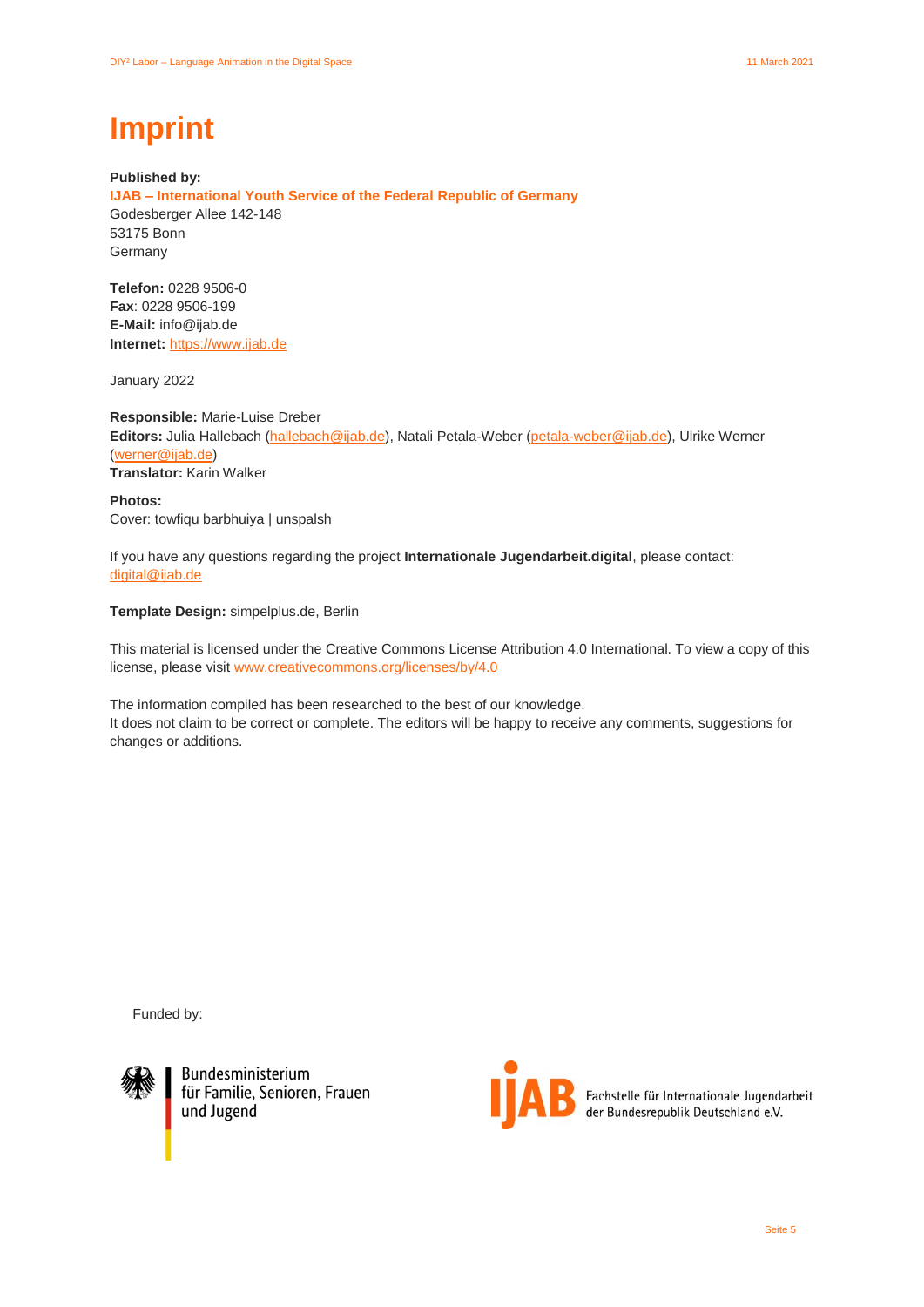# Imprint

**Published by:**
**IJAB – International Youth Service of the Federal Republic of Germany**
Godesberger Allee 142-148
53175 Bonn
Germany

**Telefon:** 0228 9506-0
**Fax**: 0228 9506-199
**E-Mail:** info@ijab.de
**Internet:** https://www.ijab.de

January 2022

**Responsible:** Marie-Luise Dreber
**Editors:** Julia Hallebach (hallebach@ijab.de), Natali Petala-Weber (petala-weber@ijab.de), Ulrike Werner (werner@ijab.de)
**Translator:** Karin Walker

**Photos:**
Cover: towfiqu barbhuiya | unspalsh

If you have any questions regarding the project **Internationale Jugendarbeit.digital**, please contact: digital@ijab.de

**Template Design:** simpelplus.de, Berlin

This material is licensed under the Creative Commons License Attribution 4.0 International. To view a copy of this license, please visit www.creativecommons.org/licenses/by/4.0

The information compiled has been researched to the best of our knowledge.
It does not claim to be correct or complete. The editors will be happy to receive any comments, suggestions for changes or additions.

Funded by:

Bundesministerium für Familie, Senioren, Frauen und Jugend

IJAB Fachstelle für Internationale Jugendarbeit der Bundesrepublik Deutschland e.V.